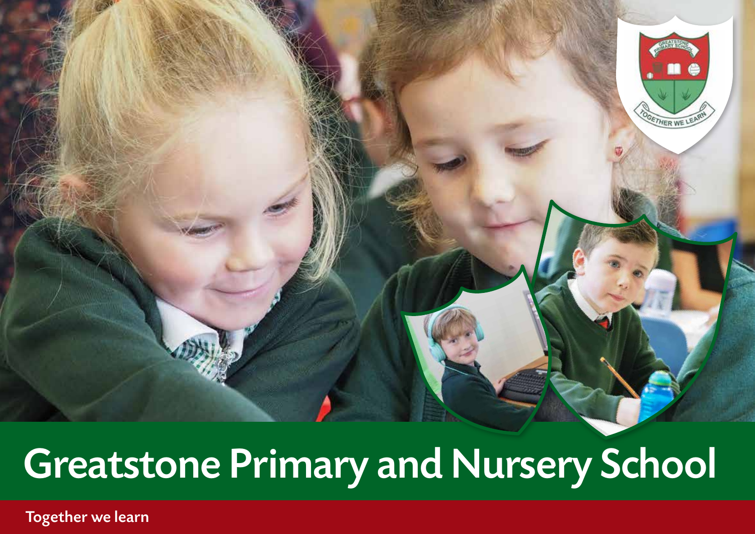# Greatstone Primary and Nursery School

Together we learn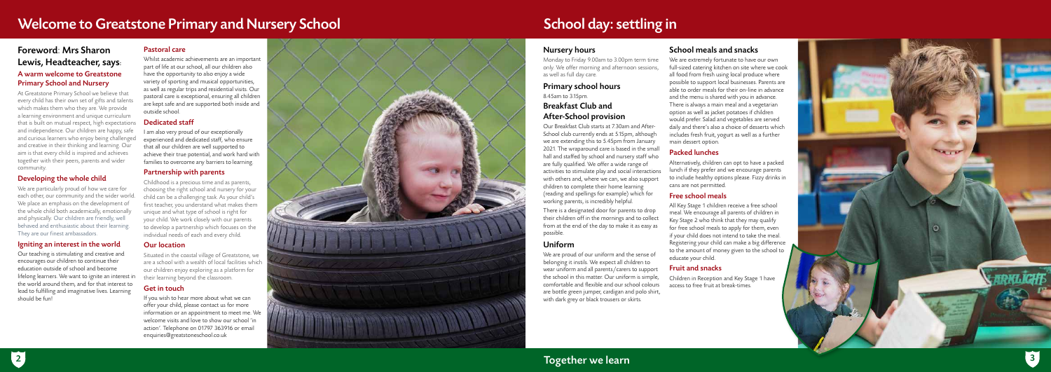# Welcome to Greatstone Primary and Nursery School

## Foreword: Mrs Sharon Lewis, Headteacher, says:

### A warm welcome to Greatstone Primary School and Nursery

At Greatstone Primary School we believe that every child has their own set of gifts and talents which makes them who they are. We provide a learning environment and unique curriculum that is built on mutual respect, high expectations and independence. Our children are happy, safe and curious learners who enjoy being challenged and creative in their thinking and learning. Our aim is that every child is inspired and achieves together with their peers, parents and wider community.

### Developing the whole child

We are particularly proud of how we care for each other, our community and the wider world. We place an emphasis on the development of the whole child both academically, emotionally and physically. Our children are friendly, well behaved and enthusiastic about their learning. They are our finest ambassadors.

### Igniting an interest in the world

Our teaching is stimulating and creative and encourages our children to continue their education outside of school and become lifelong learners. We want to ignite an interest in the world around them, and for that interest to lead to fulfilling and imaginative lives. Learning should be fun!

### Pastoral care

Whilst academic achievements are an important part of life at our school, all our children also have the opportunity to also enjoy a wide variety of sporting and musical opportunities, as well as regular trips and residential visits. Our pastoral care is exceptional, ensuring all children are kept safe and are supported both inside and outside school.

### Dedicated staff

I am also very proud of our exceptionally experienced and dedicated staff, who ensure that all our children are well supported to achieve their true potential, and work hard with families to overcome any barriers to learning.

### Partnership with parents

Childhood is a precious time and as parents, choosing the right school and nursery for your child can be a challenging task. As your child's first teacher, you understand what makes them unique and what type of school is right for your child. We work closely with our parents to develop a partnership which focuses on the individual needs of each and every child.

### Our location

Situated in the coastal village of Greatstone, we are a school with a wealth of local facilities which our children enjoy exploring as a platform for their learning beyond the classroom.

### Get in touch

If you wish to hear more about what we can offer your child, please contact us for more information or an appointment to meet me. We welcome visits and love to show our school 'in action'. Telephone on 01797 363916 or email enquiries@greatstoneschool.co.uk

# School day: settling in

### Nursery hours

Monday to Friday 9.00am to 3.00pm term time only. We offer morning and afternoon sessions, as well as full day care.

### Primary school hours

8.45am to 3.15pm.

### Breakfast Club and After-School provision

Our Breakfast Club starts at 7.30am and After-School club currently ends at 5.15pm, although we are extending this to 5.45pm from January 2021. The wraparound care is based in the small hall and staffed by school and nursery staff who are fully qualified. We offer a wide range of activities to stimulate play and social interactions with others and, where we can, we also support children to complete their home learning (reading and spellings for example) which for working parents, is incredibly helpful.

There is a designated door for parents to drop their children off in the mornings and to collect from at the end of the day to make it as easy as possible.

## Uniform

We are proud of our uniform and the sense of belonging it instils. We expect all children to wear uniform and all parents/carers to support the school in this matter. Our uniform is simple, comfortable and flexible and our school colours are bottle green jumper, cardigan and polo shirt, with dark grey or black trousers or skirts.

### School meals and snacks

We are extremely fortunate to have our own full-sized catering kitchen on site where we cook all food from fresh using local produce where possible to support local businesses. Parents are able to order meals for their on-line in advance and the menu is shared with you in advance. There is always a main meal and a vegetarian option as well as jacket potatoes if children would prefer. Salad and vegetables are served daily and there's also a choice of desserts which includes fresh fruit, yogurt as well as a further main dessert option.

### Packed lunches

Alternatively, children can opt to have a packed lunch if they prefer and we encourage parents to include healthy options please. Fizzy drinks in cans are not permitted.

### Free school meals

All Key Stage 1 children receive a free school meal. We encourage all parents of children in Key Stage 2 who think that they may qualify for free school meals to apply for them, even if your child does not intend to take the meal. Registering your child can make a big difference to the amount of money given to the school to educate your child.

### Fruit and snacks

Children in Reception and Key Stage 1 have access to free fruit at break-times.

Together we learn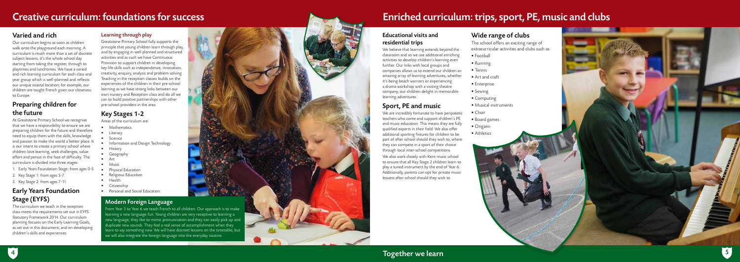# Creative curriculum: foundations for success

## Varied and rich

Our curriculum begins as soon as children walk onto the playground each morning. A curriculum is much more than a set of discrete subject lessons, it's the whole school day starting from taking the register, through to playtimes and lunchtimes. We have a varied and rich learning curriculum for each class and year group which is well-planned and reflects our unique coastal location; for example, our children are taught French given our closeness to Europe.

## Preparing children for the future

At Greatstone Primary School we recognise that we have a responsibility to ensure we are preparing children for the future and therefore need to equip them with the skills, knowledge and passion to make the world a better place. It is our intent to create a primary school where children love learning, seek challenges, value effort and persist in the face of difficulty. The curriculum is divided into three stages:

1. Early Years Foundation Stage: from ages 0-5.
2. Key Stage 1: from ages 5-7.
3. Key Stage 2: from ages 7-11.

## Early Years Foundation Stage (EYFS)

The curriculum we teach in the reception class meets the requirements set out in EYFS Statutory Framework 2014. Our curriculum planning focuses on the Early Learning Goals, as set out in this document, and on developing children's skills and experiences.

### Learning through play

Greatstone Primary School fully supports the principle that young children learn through play, and by engaging in well planned and structured activities and as such we have Continuous Provision to support children in developing key life skills such as independence, innovation, creativity, enquiry, analysis and problem solving. Teaching in the reception classes builds on the experiences of the children in their pre-school learning as we have strong links between our own nursery and Reception class and do all we can to build positive partnerships with other pre-school providers in the area.

## Key Stages 1-2

Areas of the curriculum are:

- Mathematics
- Literacy
- Science
- Information and Design Technology
- History
- Geography
- Art
- Music
- Physical Education
- Religious Education
- Health
- Citizenship
- Personal and Social Education.

## Modern Foreign Language

From Year 3 to Year 6 we teach French to all children. Our approach is to make learning a new language fun. Young children are very receptive to learning a new language; they like to mimic pronunciation and they can easily pick up and duplicate new sounds. They feel a real sense of accomplishment when they learn to say something new. We will have discreet lessons on the timetable, but we will also integrate the foreign language into the everyday routine.

# Enriched curriculum: trips, sport, PE, music and clubs

## Educational visits and residential trips

We believe that learning extends beyond the classroom and so we use additional enriching activities to develop children's learning even further. Our links with local groups and companies allows us to extend our children an amazing array of learning adventures, whether it's being beach warriors or experiencing a drama workshop with a visiting theatre company, our children delight in memorable learning adventures.

## Sport, PE and music

We are incredibly fortunate to have peripatetic teachers who come and support children's PE and music education. This means they are fully qualified experts in their field. We also offer additional sporting fixtures for children to be part of after school should they wish to, where they can compete in a sport of their choice through local inter-school competitions.

We also work closely with Kent music school to ensure that all Key Stage 2 children learn to play a tuned instrument by the end of Year 6. Additionally, parents can opt for private music lessons after school should they wish to.

## Wide range of clubs

The school offers an exciting range of extracurricular activities and clubs such as:

- Football
- Running
- Tennis
- Art and craft
- Enterprise
- Sewing
- Computing
- Musical instruments
- Choir
- Board games
- Origami
- Athletics

Together we learn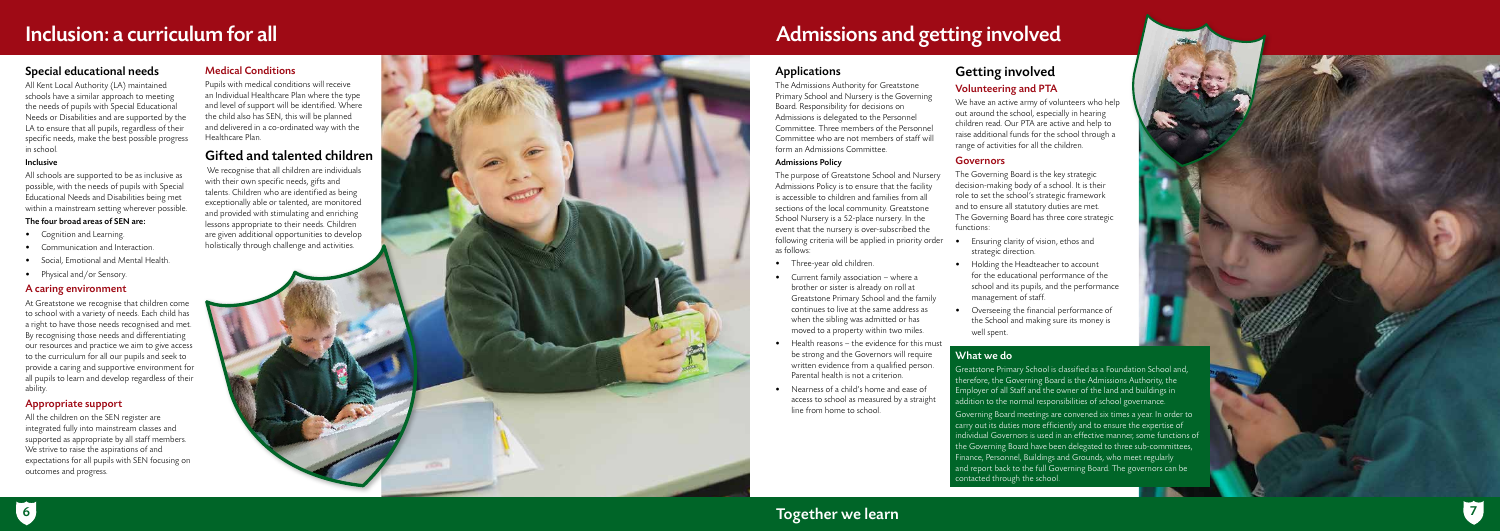# Inclusion: a curriculum for all

## Special educational needs

All Kent Local Authority (LA) maintained schools have a similar approach to meeting the needs of pupils with Special Educational Needs or Disabilities and are supported by the LA to ensure that all pupils, regardless of their specific needs, make the best possible progress in school.

#### Inclusive

All schools are supported to be as inclusive as possible, with the needs of pupils with Special Educational Needs and Disabilities being met within a mainstream setting wherever possible.

**The four broad areas of SEN are:**

- Cognition and Learning.
- Communication and Interaction.
- Social, Emotional and Mental Health.
- Physical and/or Sensory.

### A caring environment

At Greatstone we recognise that children come to school with a variety of needs. Each child has a right to have those needs recognised and met. By recognising those needs and differentiating our resources and practice we aim to give access to the curriculum for all our pupils and seek to provide a caring and supportive environment for all pupils to learn and develop regardless of their ability.

### Appropriate support

All the children on the SEN register are integrated fully into mainstream classes and supported as appropriate by all staff members. We strive to raise the aspirations of and expectations for all pupils with SEN focusing on outcomes and progress.

### Medical Conditions

Pupils with medical conditions will receive an Individual Healthcare Plan where the type and level of support will be identified. Where the child also has SEN, this will be planned and delivered in a co-ordinated way with the Healthcare Plan.

## Gifted and talented children

We recognise that all children are individuals with their own specific needs, gifts and talents. Children who are identified as being exceptionally able or talented, are monitored and provided with stimulating and enriching lessons appropriate to their needs. Children are given additional opportunities to develop holistically through challenge and activities.

# Admissions and getting involved

## Applications

The Admissions Authority for Greatstone Primary School and Nursery is the Governing Board. Responsibility for decisions on Admissions is delegated to the Personnel Committee. Three members of the Personnel Committee who are not members of staff will form an Admissions Committee.

#### Admissions Policy

The purpose of Greatstone School and Nursery Admissions Policy is to ensure that the facility is accessible to children and families from all sections of the local community. Greatstone School Nursery is a 52-place nursery. In the event that the nursery is over-subscribed the following criteria will be applied in priority order as follows:

- Three-year old children.
- Current family association – where a brother or sister is already on roll at Greatstone Primary School and the family continues to live at the same address as when the sibling was admitted or has moved to a property within two miles.
- Health reasons – the evidence for this must be strong and the Governors will require written evidence from a qualified person. Parental health is not a criterion.
- Nearness of a child's home and ease of access to school as measured by a straight line from home to school.

## Getting involved

### Volunteering and PTA

We have an active army of volunteers who help out around the school, especially in hearing children read. Our PTA are active and help to raise additional funds for the school through a range of activities for all the children.

### Governors

The Governing Board is the key strategic decision-making body of a school. It is their role to set the school's strategic framework and to ensure all statutory duties are met. The Governing Board has three core strategic functions:

- Ensuring clarity of vision, ethos and strategic direction.
- Holding the Headteacher to account for the educational performance of the school and its pupils, and the performance management of staff.
- Overseeing the financial performance of the School and making sure its money is well spent.

### What we do

Greatstone Primary School is classified as a Foundation School and, therefore, the Governing Board is the Admissions Authority, the Employer of all Staff and the owner of the land and buildings in addition to the normal responsibilities of school governance.

Governing Board meetings are convened six times a year. In order to carry out its duties more efficiently and to ensure the expertise of individual Governors is used in an effective manner, some functions of the Governing Board have been delegated to three sub-committees, Finance, Personnel, Buildings and Grounds, who meet regularly and report back to the full Governing Board. The governors can be contacted through the school.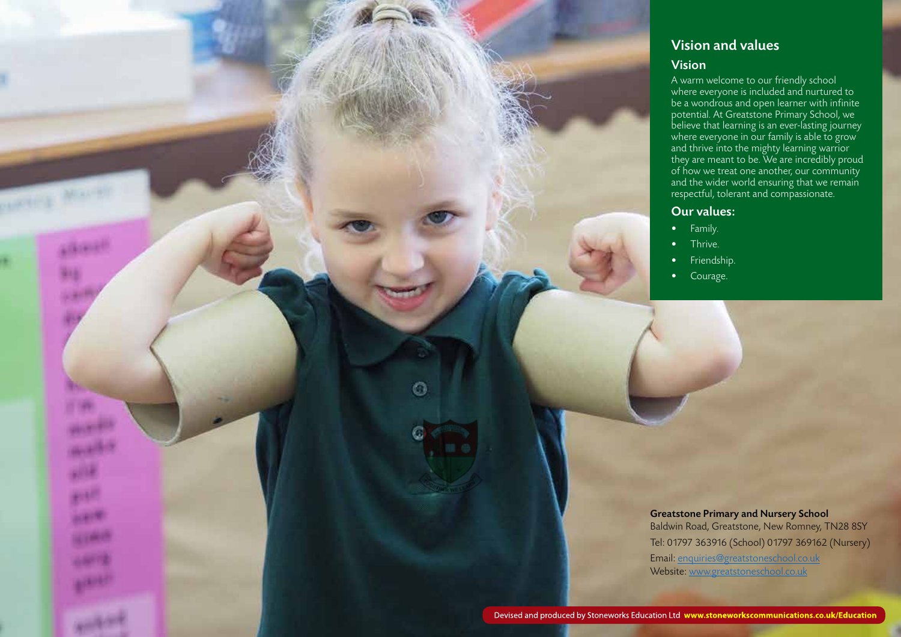## Vision and values

### Vision

A warm welcome to our friendly school where everyone is included and nurtured to be a wondrous and open learner with infinite potential. At Greatstone Primary School, we believe that learning is an ever-lasting journey where everyone in our family is able to grow and thrive into the mighty learning warrior they are meant to be. We are incredibly proud of how we treat one another, our community and the wider world ensuring that we remain respectful, tolerant and compassionate.

### Our values:

- Family.
- Thrive.
- Friendship.
- Courage.

**Greatstone Primary and Nursery School**
Baldwin Road, Greatstone, New Romney, TN28 8SY
Tel: 01797 363916 (School) 01797 369162 (Nursery)
Email: enquiries@greatstoneschool.co.uk
Website: www.greatstoneschool.co.uk

Devised and produced by Stoneworks Education Ltd **www.stoneworkscommunications.co.uk/Education**